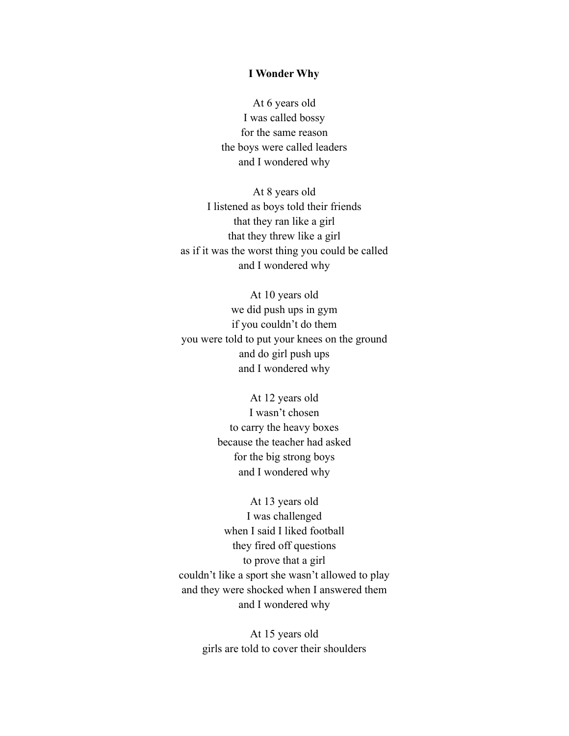**I Wonder Why**

At 6 years old  
I was called bossy  
for the same reason  
the boys were called leaders  
and I wondered why

At 8 years old  
I listened as boys told their friends  
that they ran like a girl  
that they threw like a girl  
as if it was the worst thing you could be called  
and I wondered why

At 10 years old  
we did push ups in gym  
if you couldn't do them  
you were told to put your knees on the ground  
and do girl push ups  
and I wondered why

At 12 years old  
I wasn't chosen  
to carry the heavy boxes  
because the teacher had asked  
for the big strong boys  
and I wondered why

At 13 years old  
I was challenged  
when I said I liked football  
they fired off questions  
to prove that a girl  
couldn't like a sport she wasn't allowed to play  
and they were shocked when I answered them  
and I wondered why

At 15 years old  
girls are told to cover their shoulders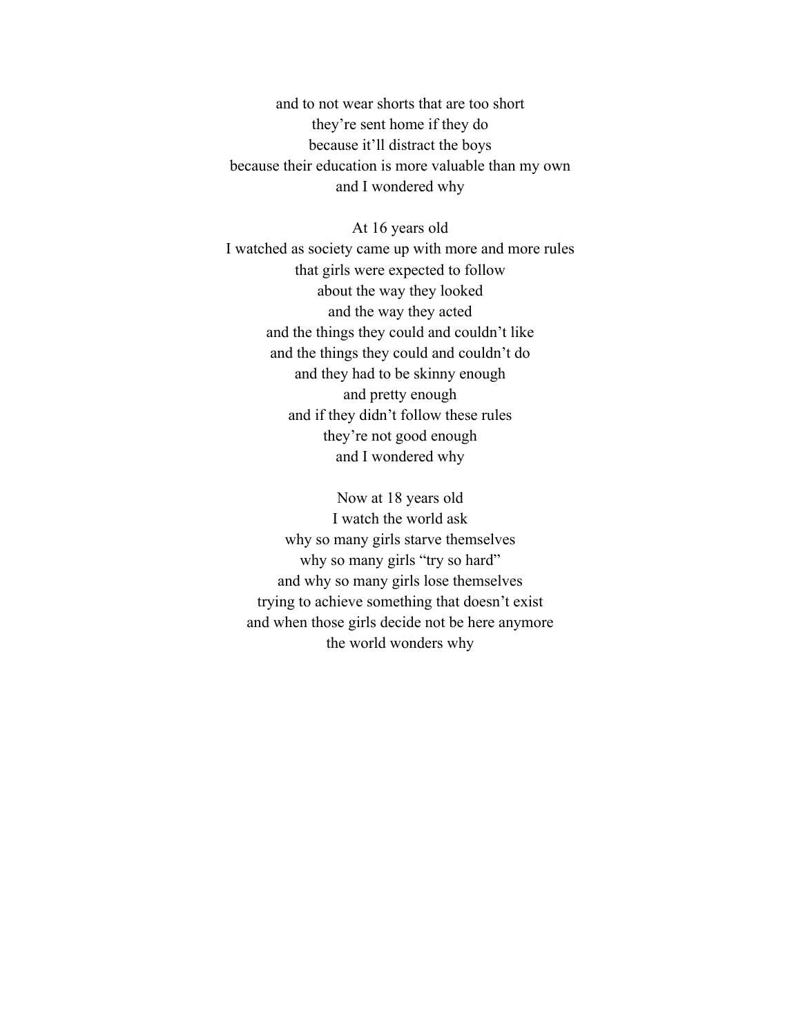and to not wear shorts that are too short  
they're sent home if they do  
because it'll distract the boys  
because their education is more valuable than my own  
and I wondered why

At 16 years old  
I watched as society came up with more and more rules  
that girls were expected to follow  
about the way they looked  
and the way they acted  
and the things they could and couldn't like  
and the things they could and couldn't do  
and they had to be skinny enough  
and pretty enough  
and if they didn't follow these rules  
they're not good enough  
and I wondered why

Now at 18 years old  
I watch the world ask  
why so many girls starve themselves  
why so many girls "try so hard"  
and why so many girls lose themselves  
trying to achieve something that doesn't exist  
and when those girls decide not be here anymore  
the world wonders why